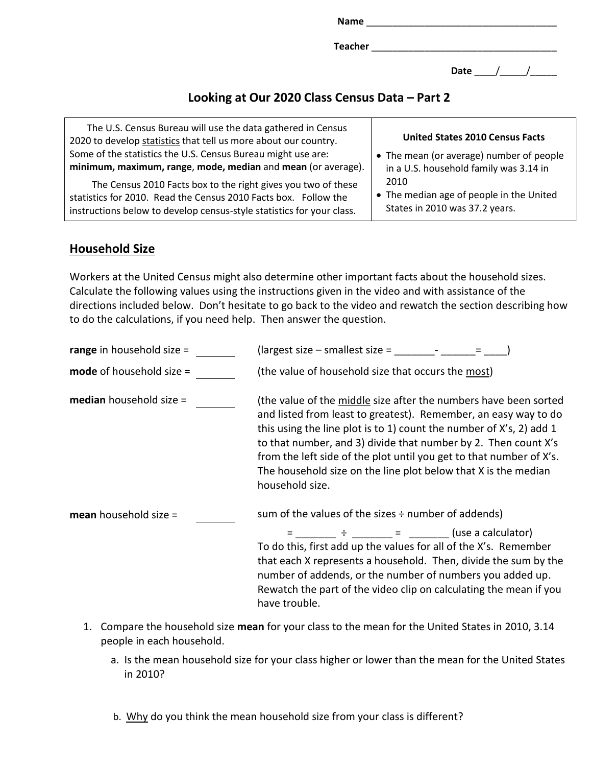Name ____________________________________

Teacher ___________________________________

Date ____/_____/_____

## Looking at Our 2020 Class Census Data – Part 2

| The U.S. Census Bureau will use the data gathered in Census 2020 to develop statistics that tell us more about our country. Some of the statistics the U.S. Census Bureau might use are: **minimum, maximum, range**, **mode, median** and **mean** (or average). The Census 2010 Facts box to the right gives you two of these statistics for 2010. Read the Census 2010 Facts box. Follow the instructions below to develop census-style statistics for your class. | **United States 2010 Census Facts** <br> • The mean (or average) number of people in a U.S. household family was 3.14 in 2010 <br> • The median age of people in the United States in 2010 was 37.2 years. |
|---|---|

## Household Size

Workers at the United Census might also determine other important facts about the household sizes. Calculate the following values using the instructions given in the video and with assistance of the directions included below. Don't hesitate to go back to the video and rewatch the section describing how to do the calculations, if you need help. Then answer the question.

**range** in household size = _______ (largest size – smallest size = _______- ______= ____)

**mode** of household size = _______ (the value of household size that occurs the most)

**median** household size = _______ (the value of the middle size after the numbers have been sorted and listed from least to greatest). Remember, an easy way to do this using the line plot is to 1) count the number of X's, 2) add 1 to that number, and 3) divide that number by 2. Then count X's from the left side of the plot until you get to that number of X's. The household size on the line plot below that X is the median household size.

**mean** household size = _______ sum of the values of the sizes ÷ number of addends)

= _______ ÷ _______ = _______ (use a calculator)

To do this, first add up the values for all of the X's. Remember that each X represents a household. Then, divide the sum by the number of addends, or the number of numbers you added up. Rewatch the part of the video clip on calculating the mean if you have trouble.

1. Compare the household size **mean** for your class to the mean for the United States in 2010, 3.14 people in each household.
   a. Is the mean household size for your class higher or lower than the mean for the United States in 2010?

   b. Why do you think the mean household size from your class is different?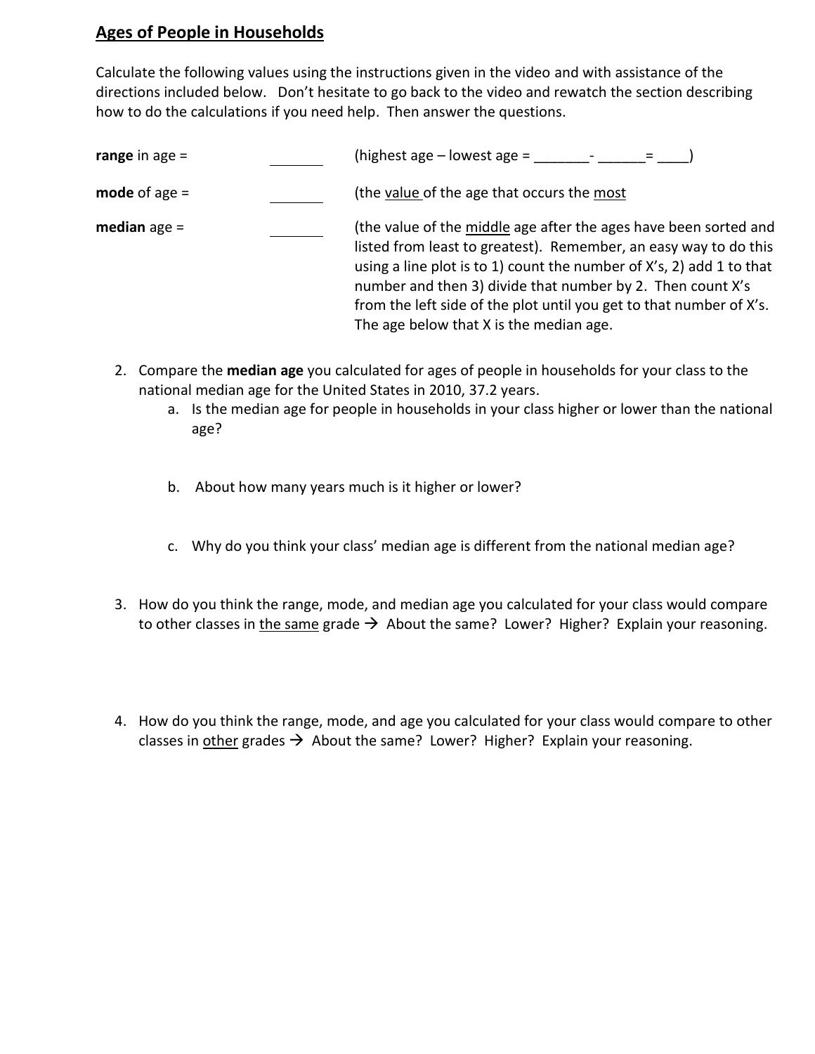## Ages of People in Households

Calculate the following values using the instructions given in the video and with assistance of the directions included below. Don't hesitate to go back to the video and rewatch the section describing how to do the calculations if you need help. Then answer the questions.

**range** in age = _______ (highest age – lowest age = _______- ______= ____)

**mode** of age = _______ (the value of the age that occurs the most

**median** age = _______ (the value of the middle age after the ages have been sorted and listed from least to greatest). Remember, an easy way to do this using a line plot is to 1) count the number of X's, 2) add 1 to that number and then 3) divide that number by 2. Then count X's from the left side of the plot until you get to that number of X's. The age below that X is the median age.

2. Compare the **median age** you calculated for ages of people in households for your class to the national median age for the United States in 2010, 37.2 years.
   a. Is the median age for people in households in your class higher or lower than the national age?

   b. About how many years much is it higher or lower?

   c. Why do you think your class' median age is different from the national median age?

3. How do you think the range, mode, and median age you calculated for your class would compare to other classes in the same grade → About the same? Lower? Higher? Explain your reasoning.

4. How do you think the range, mode, and age you calculated for your class would compare to other classes in other grades → About the same? Lower? Higher? Explain your reasoning.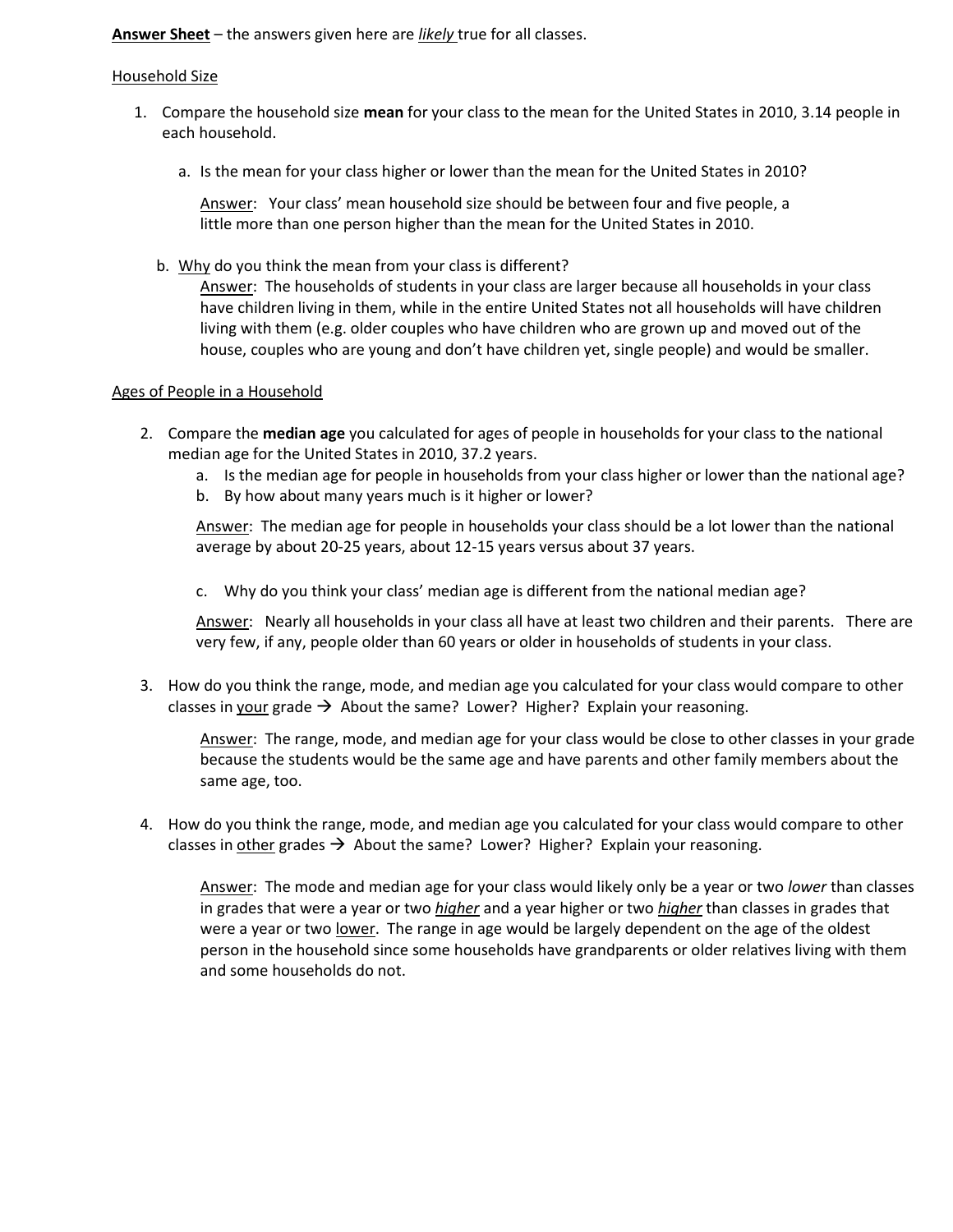**Answer Sheet** – the answers given here are *likely* true for all classes.

Household Size

1. Compare the household size **mean** for your class to the mean for the United States in 2010, 3.14 people in each household.

   a. Is the mean for your class higher or lower than the mean for the United States in 2010?

      Answer: Your class' mean household size should be between four and five people, a little more than one person higher than the mean for the United States in 2010.

   b. Why do you think the mean from your class is different?

      Answer: The households of students in your class are larger because all households in your class have children living in them, while in the entire United States not all households will have children living with them (e.g. older couples who have children who are grown up and moved out of the house, couples who are young and don't have children yet, single people) and would be smaller.

Ages of People in a Household

2. Compare the **median age** you calculated for ages of people in households for your class to the national median age for the United States in 2010, 37.2 years.

   a. Is the median age for people in households from your class higher or lower than the national age?
   b. By how about many years much is it higher or lower?

   Answer: The median age for people in households your class should be a lot lower than the national average by about 20-25 years, about 12-15 years versus about 37 years.

   c. Why do you think your class' median age is different from the national median age?

   Answer: Nearly all households in your class all have at least two children and their parents. There are very few, if any, people older than 60 years or older in households of students in your class.

3. How do you think the range, mode, and median age you calculated for your class would compare to other classes in your grade → About the same? Lower? Higher? Explain your reasoning.

   Answer: The range, mode, and median age for your class would be close to other classes in your grade because the students would be the same age and have parents and other family members about the same age, too.

4. How do you think the range, mode, and median age you calculated for your class would compare to other classes in other grades → About the same? Lower? Higher? Explain your reasoning.

   Answer: The mode and median age for your class would likely only be a year or two *lower* than classes in grades that were a year or two ***higher*** and a year higher or two ***higher*** than classes in grades that were a year or two lower. The range in age would be largely dependent on the age of the oldest person in the household since some households have grandparents or older relatives living with them and some households do not.